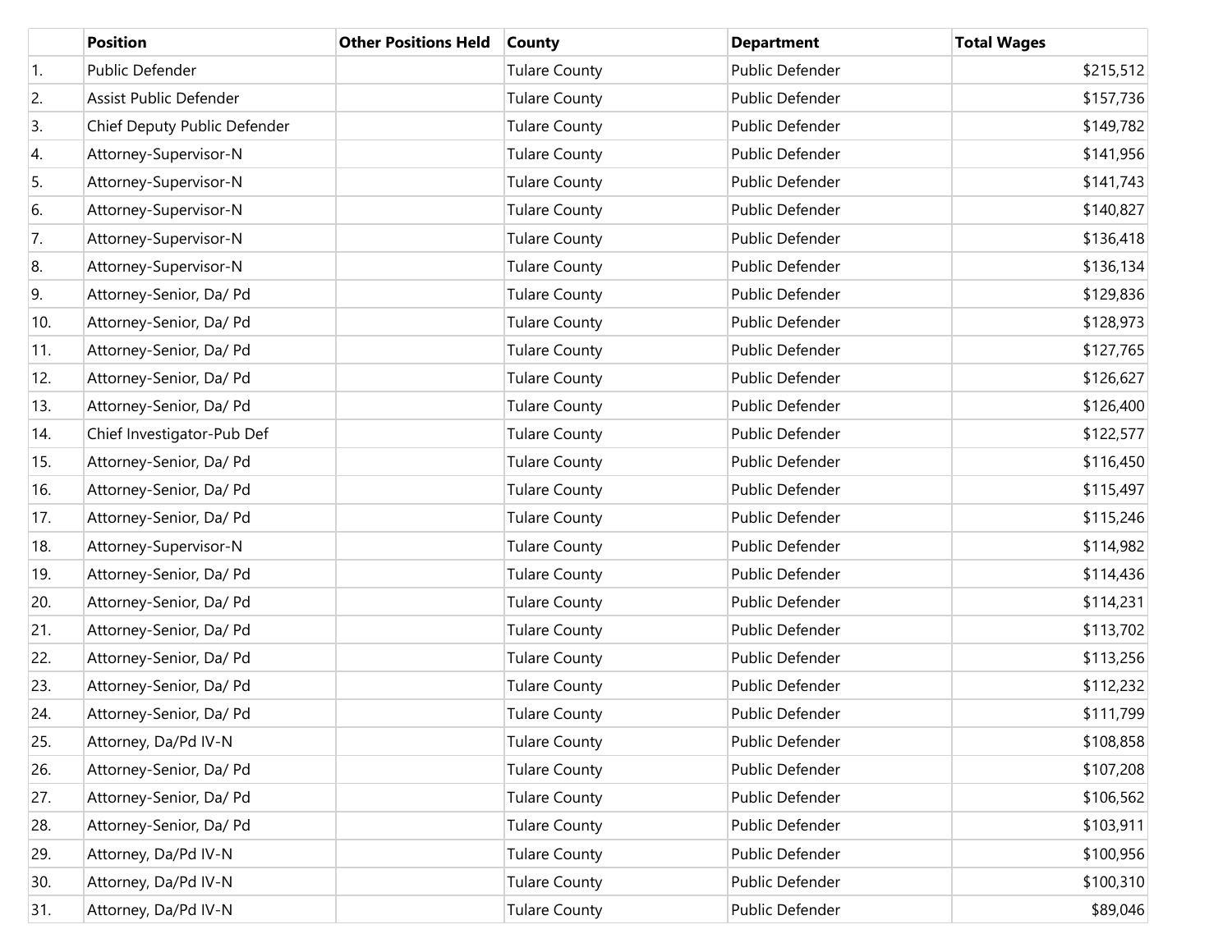| | Position | Other Positions Held | County | Department | Total Wages |
|---|---|---|---|---|---|
| 1. | Public Defender | | Tulare County | Public Defender | $215,512 |
| 2. | Assist Public Defender | | Tulare County | Public Defender | $157,736 |
| 3. | Chief Deputy Public Defender | | Tulare County | Public Defender | $149,782 |
| 4. | Attorney-Supervisor-N | | Tulare County | Public Defender | $141,956 |
| 5. | Attorney-Supervisor-N | | Tulare County | Public Defender | $141,743 |
| 6. | Attorney-Supervisor-N | | Tulare County | Public Defender | $140,827 |
| 7. | Attorney-Supervisor-N | | Tulare County | Public Defender | $136,418 |
| 8. | Attorney-Supervisor-N | | Tulare County | Public Defender | $136,134 |
| 9. | Attorney-Senior, Da/ Pd | | Tulare County | Public Defender | $129,836 |
| 10. | Attorney-Senior, Da/ Pd | | Tulare County | Public Defender | $128,973 |
| 11. | Attorney-Senior, Da/ Pd | | Tulare County | Public Defender | $127,765 |
| 12. | Attorney-Senior, Da/ Pd | | Tulare County | Public Defender | $126,627 |
| 13. | Attorney-Senior, Da/ Pd | | Tulare County | Public Defender | $126,400 |
| 14. | Chief Investigator-Pub Def | | Tulare County | Public Defender | $122,577 |
| 15. | Attorney-Senior, Da/ Pd | | Tulare County | Public Defender | $116,450 |
| 16. | Attorney-Senior, Da/ Pd | | Tulare County | Public Defender | $115,497 |
| 17. | Attorney-Senior, Da/ Pd | | Tulare County | Public Defender | $115,246 |
| 18. | Attorney-Supervisor-N | | Tulare County | Public Defender | $114,982 |
| 19. | Attorney-Senior, Da/ Pd | | Tulare County | Public Defender | $114,436 |
| 20. | Attorney-Senior, Da/ Pd | | Tulare County | Public Defender | $114,231 |
| 21. | Attorney-Senior, Da/ Pd | | Tulare County | Public Defender | $113,702 |
| 22. | Attorney-Senior, Da/ Pd | | Tulare County | Public Defender | $113,256 |
| 23. | Attorney-Senior, Da/ Pd | | Tulare County | Public Defender | $112,232 |
| 24. | Attorney-Senior, Da/ Pd | | Tulare County | Public Defender | $111,799 |
| 25. | Attorney, Da/Pd IV-N | | Tulare County | Public Defender | $108,858 |
| 26. | Attorney-Senior, Da/ Pd | | Tulare County | Public Defender | $107,208 |
| 27. | Attorney-Senior, Da/ Pd | | Tulare County | Public Defender | $106,562 |
| 28. | Attorney-Senior, Da/ Pd | | Tulare County | Public Defender | $103,911 |
| 29. | Attorney, Da/Pd IV-N | | Tulare County | Public Defender | $100,956 |
| 30. | Attorney, Da/Pd IV-N | | Tulare County | Public Defender | $100,310 |
| 31. | Attorney, Da/Pd IV-N | | Tulare County | Public Defender | $89,046 |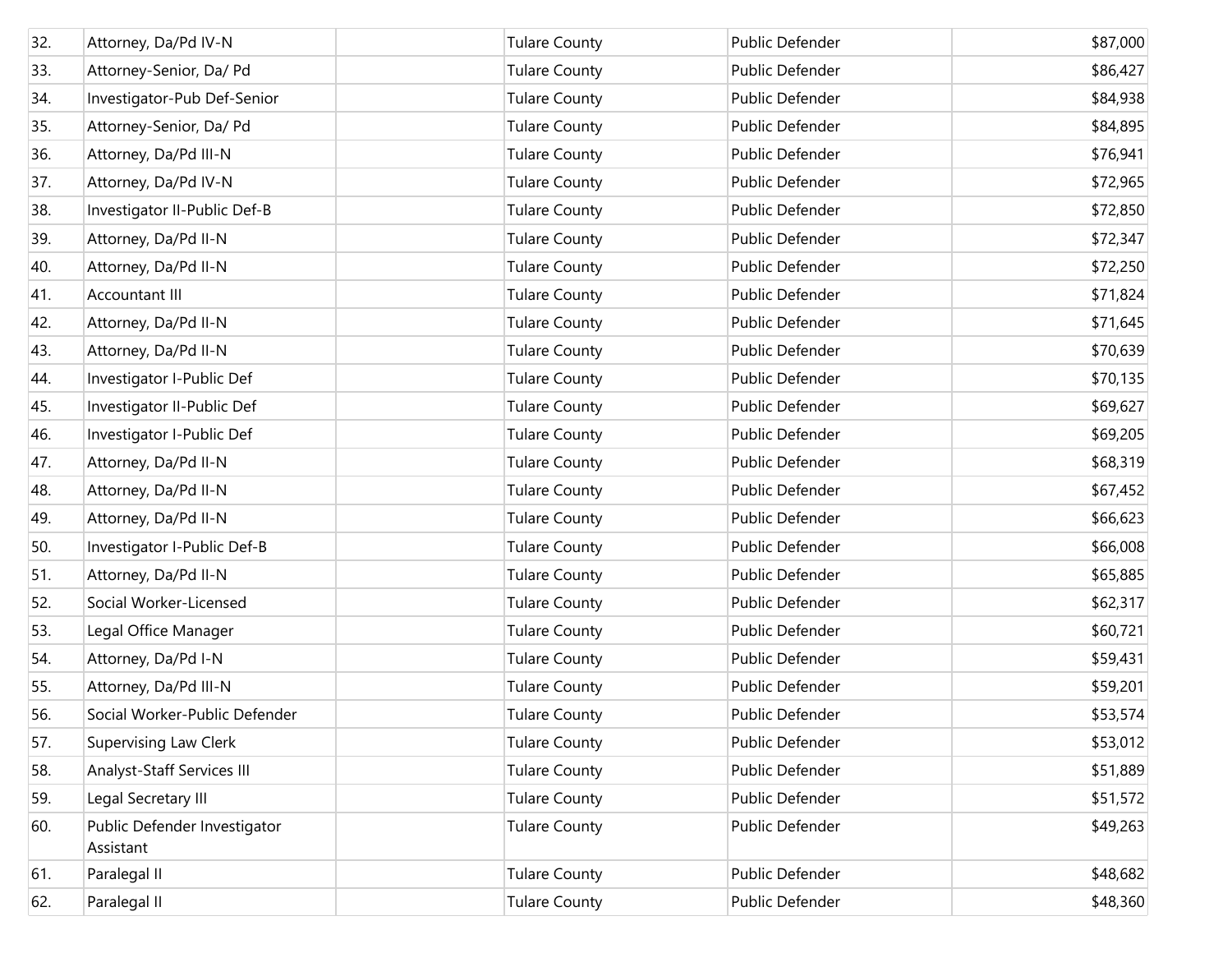| | | | | | |
|---|---|---|---|---|---|
| 32. | Attorney, Da/Pd IV-N | | Tulare County | Public Defender | $87,000 |
| 33. | Attorney-Senior, Da/ Pd | | Tulare County | Public Defender | $86,427 |
| 34. | Investigator-Pub Def-Senior | | Tulare County | Public Defender | $84,938 |
| 35. | Attorney-Senior, Da/ Pd | | Tulare County | Public Defender | $84,895 |
| 36. | Attorney, Da/Pd III-N | | Tulare County | Public Defender | $76,941 |
| 37. | Attorney, Da/Pd IV-N | | Tulare County | Public Defender | $72,965 |
| 38. | Investigator II-Public Def-B | | Tulare County | Public Defender | $72,850 |
| 39. | Attorney, Da/Pd II-N | | Tulare County | Public Defender | $72,347 |
| 40. | Attorney, Da/Pd II-N | | Tulare County | Public Defender | $72,250 |
| 41. | Accountant III | | Tulare County | Public Defender | $71,824 |
| 42. | Attorney, Da/Pd II-N | | Tulare County | Public Defender | $71,645 |
| 43. | Attorney, Da/Pd II-N | | Tulare County | Public Defender | $70,639 |
| 44. | Investigator I-Public Def | | Tulare County | Public Defender | $70,135 |
| 45. | Investigator II-Public Def | | Tulare County | Public Defender | $69,627 |
| 46. | Investigator I-Public Def | | Tulare County | Public Defender | $69,205 |
| 47. | Attorney, Da/Pd II-N | | Tulare County | Public Defender | $68,319 |
| 48. | Attorney, Da/Pd II-N | | Tulare County | Public Defender | $67,452 |
| 49. | Attorney, Da/Pd II-N | | Tulare County | Public Defender | $66,623 |
| 50. | Investigator I-Public Def-B | | Tulare County | Public Defender | $66,008 |
| 51. | Attorney, Da/Pd II-N | | Tulare County | Public Defender | $65,885 |
| 52. | Social Worker-Licensed | | Tulare County | Public Defender | $62,317 |
| 53. | Legal Office Manager | | Tulare County | Public Defender | $60,721 |
| 54. | Attorney, Da/Pd I-N | | Tulare County | Public Defender | $59,431 |
| 55. | Attorney, Da/Pd III-N | | Tulare County | Public Defender | $59,201 |
| 56. | Social Worker-Public Defender | | Tulare County | Public Defender | $53,574 |
| 57. | Supervising Law Clerk | | Tulare County | Public Defender | $53,012 |
| 58. | Analyst-Staff Services III | | Tulare County | Public Defender | $51,889 |
| 59. | Legal Secretary III | | Tulare County | Public Defender | $51,572 |
| 60. | Public Defender Investigator Assistant | | Tulare County | Public Defender | $49,263 |
| 61. | Paralegal II | | Tulare County | Public Defender | $48,682 |
| 62. | Paralegal II | | Tulare County | Public Defender | $48,360 |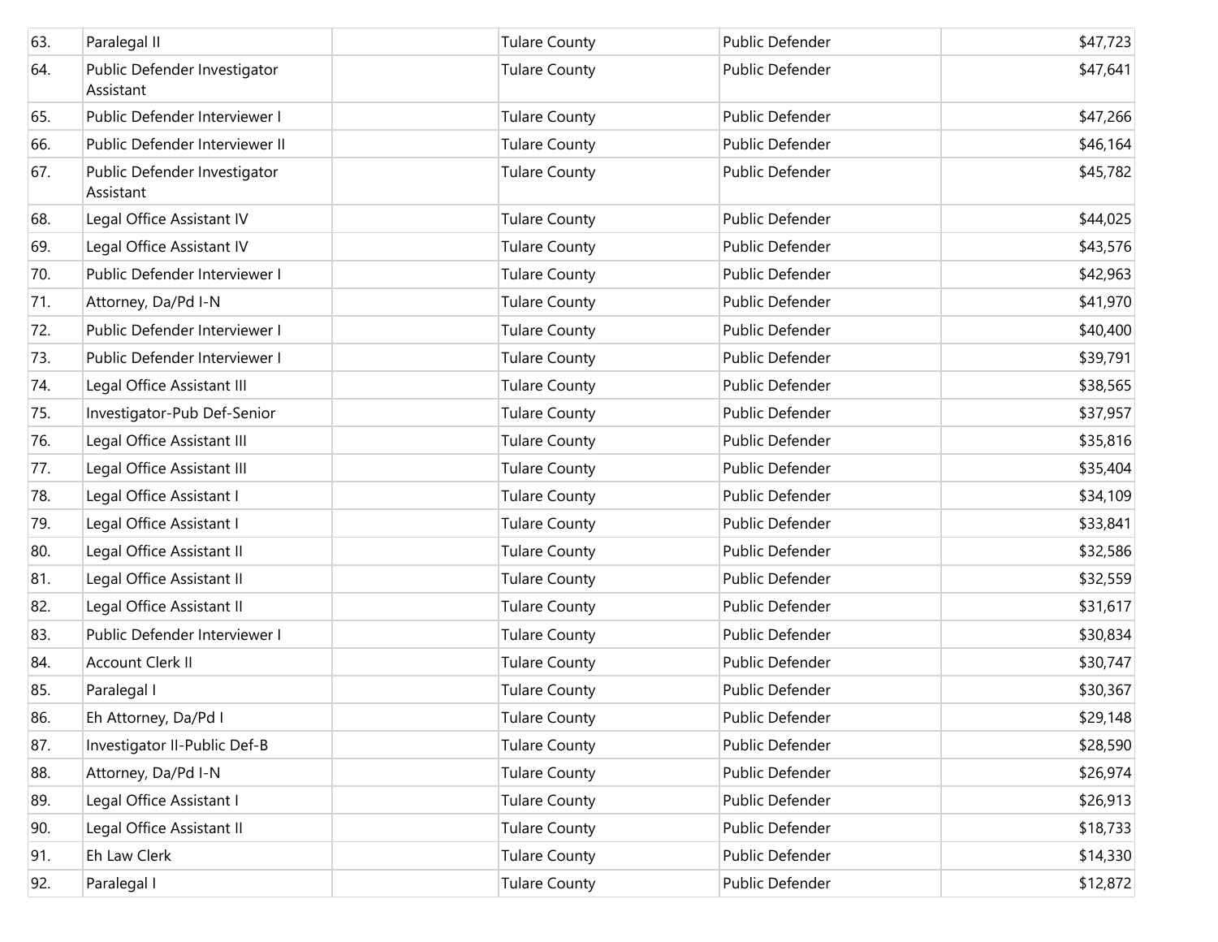| | | | | | |
|---|---|---|---|---|---|
| 63. | Paralegal II | | Tulare County | Public Defender | $47,723 |
| 64. | Public Defender Investigator Assistant | | Tulare County | Public Defender | $47,641 |
| 65. | Public Defender Interviewer I | | Tulare County | Public Defender | $47,266 |
| 66. | Public Defender Interviewer II | | Tulare County | Public Defender | $46,164 |
| 67. | Public Defender Investigator Assistant | | Tulare County | Public Defender | $45,782 |
| 68. | Legal Office Assistant IV | | Tulare County | Public Defender | $44,025 |
| 69. | Legal Office Assistant IV | | Tulare County | Public Defender | $43,576 |
| 70. | Public Defender Interviewer I | | Tulare County | Public Defender | $42,963 |
| 71. | Attorney, Da/Pd I-N | | Tulare County | Public Defender | $41,970 |
| 72. | Public Defender Interviewer I | | Tulare County | Public Defender | $40,400 |
| 73. | Public Defender Interviewer I | | Tulare County | Public Defender | $39,791 |
| 74. | Legal Office Assistant III | | Tulare County | Public Defender | $38,565 |
| 75. | Investigator-Pub Def-Senior | | Tulare County | Public Defender | $37,957 |
| 76. | Legal Office Assistant III | | Tulare County | Public Defender | $35,816 |
| 77. | Legal Office Assistant III | | Tulare County | Public Defender | $35,404 |
| 78. | Legal Office Assistant I | | Tulare County | Public Defender | $34,109 |
| 79. | Legal Office Assistant I | | Tulare County | Public Defender | $33,841 |
| 80. | Legal Office Assistant II | | Tulare County | Public Defender | $32,586 |
| 81. | Legal Office Assistant II | | Tulare County | Public Defender | $32,559 |
| 82. | Legal Office Assistant II | | Tulare County | Public Defender | $31,617 |
| 83. | Public Defender Interviewer I | | Tulare County | Public Defender | $30,834 |
| 84. | Account Clerk II | | Tulare County | Public Defender | $30,747 |
| 85. | Paralegal I | | Tulare County | Public Defender | $30,367 |
| 86. | Eh Attorney, Da/Pd I | | Tulare County | Public Defender | $29,148 |
| 87. | Investigator II-Public Def-B | | Tulare County | Public Defender | $28,590 |
| 88. | Attorney, Da/Pd I-N | | Tulare County | Public Defender | $26,974 |
| 89. | Legal Office Assistant I | | Tulare County | Public Defender | $26,913 |
| 90. | Legal Office Assistant II | | Tulare County | Public Defender | $18,733 |
| 91. | Eh Law Clerk | | Tulare County | Public Defender | $14,330 |
| 92. | Paralegal I | | Tulare County | Public Defender | $12,872 |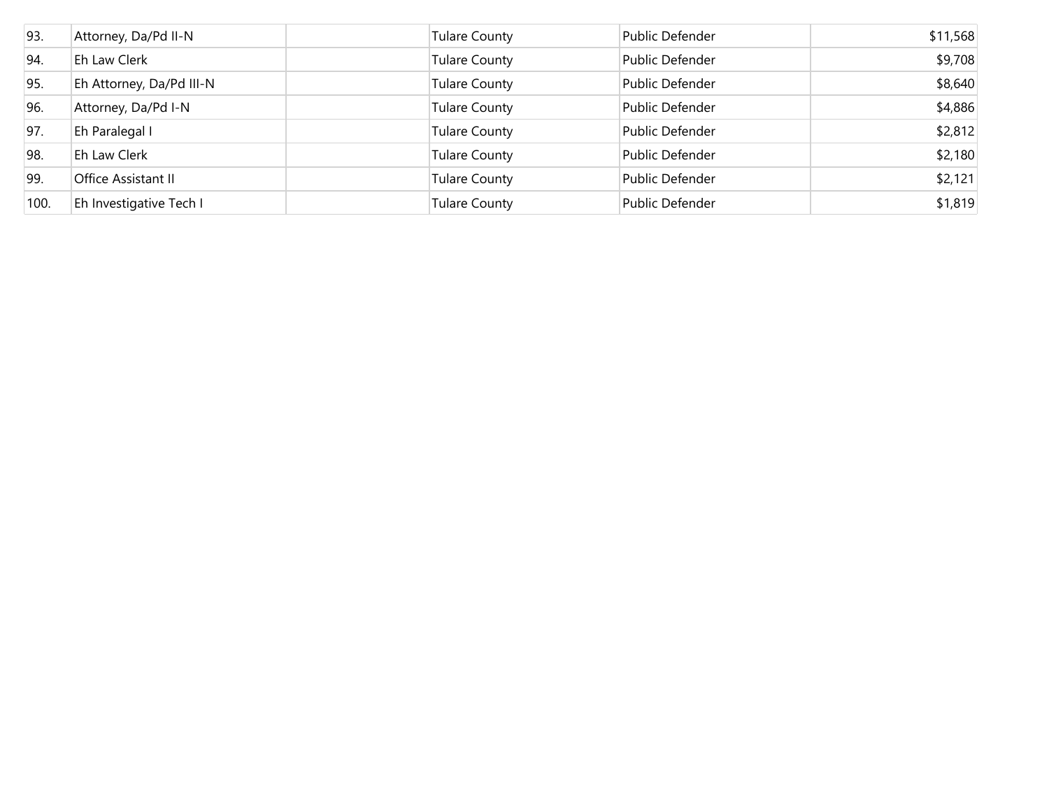| | | | | | |
|---|---|---|---|---|---|
| 93. | Attorney, Da/Pd II-N | | Tulare County | Public Defender | $11,568 |
| 94. | Eh Law Clerk | | Tulare County | Public Defender | $9,708 |
| 95. | Eh Attorney, Da/Pd III-N | | Tulare County | Public Defender | $8,640 |
| 96. | Attorney, Da/Pd I-N | | Tulare County | Public Defender | $4,886 |
| 97. | Eh Paralegal I | | Tulare County | Public Defender | $2,812 |
| 98. | Eh Law Clerk | | Tulare County | Public Defender | $2,180 |
| 99. | Office Assistant II | | Tulare County | Public Defender | $2,121 |
| 100. | Eh Investigative Tech I | | Tulare County | Public Defender | $1,819 |